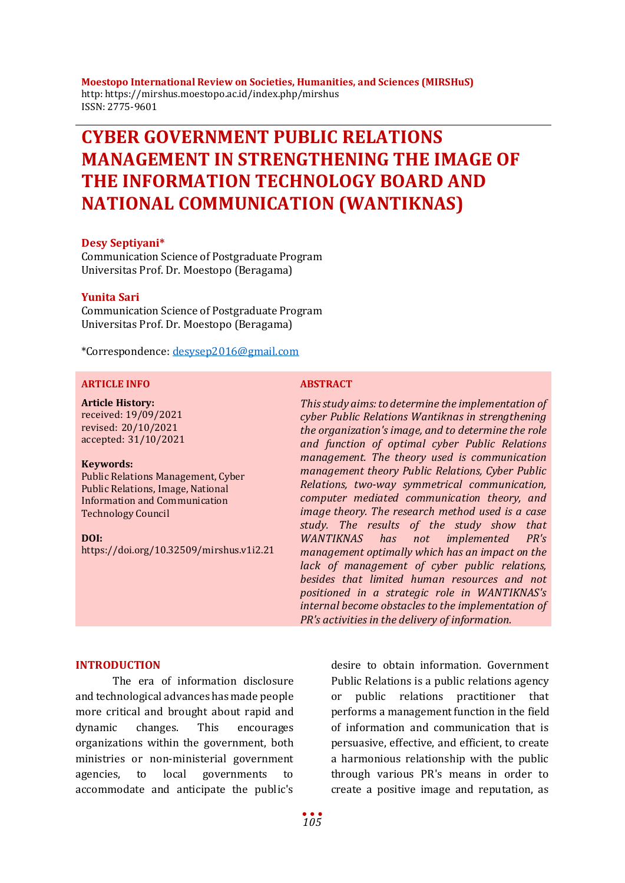**Moestopo International Review on Societies, Humanities, and Sciences (MIRSHuS)**
http: https://mirshus.moestopo.ac.id/index.php/mirshus
ISSN: 2775-9601

# CYBER GOVERNMENT PUBLIC RELATIONS MANAGEMENT IN STRENGTHENING THE IMAGE OF THE INFORMATION TECHNOLOGY BOARD AND NATIONAL COMMUNICATION (WANTIKNAS)

**Desy Septiyani***
Communication Science of Postgraduate Program
Universitas Prof. Dr. Moestopo (Beragama)

**Yunita Sari**
Communication Science of Postgraduate Program
Universitas Prof. Dr. Moestopo (Beragama)

*Correspondence: desysep2016@gmail.com

**ARTICLE INFO**

**Article History:**
received: 19/09/2021
revised: 20/10/2021
accepted: 31/10/2021

**Keywords:**
Public Relations Management, Cyber Public Relations, Image, National Information and Communication Technology Council

**DOI:**
https://doi.org/10.32509/mirshus.v1i2.21

**ABSTRACT**

*This study aims: to determine the implementation of cyber Public Relations Wantiknas in strengthening the organization's image, and to determine the role and function of optimal cyber Public Relations management. The theory used is communication management theory Public Relations, Cyber Public Relations, two-way symmetrical communication, computer mediated communication theory, and image theory. The research method used is a case study. The results of the study show that WANTIKNAS has not implemented PR's management optimally which has an impact on the lack of management of cyber public relations, besides that limited human resources and not positioned in a strategic role in WANTIKNAS's internal become obstacles to the implementation of PR's activities in the delivery of information.*

## INTRODUCTION

The era of information disclosure and technological advances has made people more critical and brought about rapid and dynamic changes. This encourages organizations within the government, both ministries or non-ministerial government agencies, to local governments to accommodate and anticipate the public's desire to obtain information. Government Public Relations is a public relations agency or public relations practitioner that performs a management function in the field of information and communication that is persuasive, effective, and efficient, to create a harmonious relationship with the public through various PR's means in order to create a positive image and reputation, as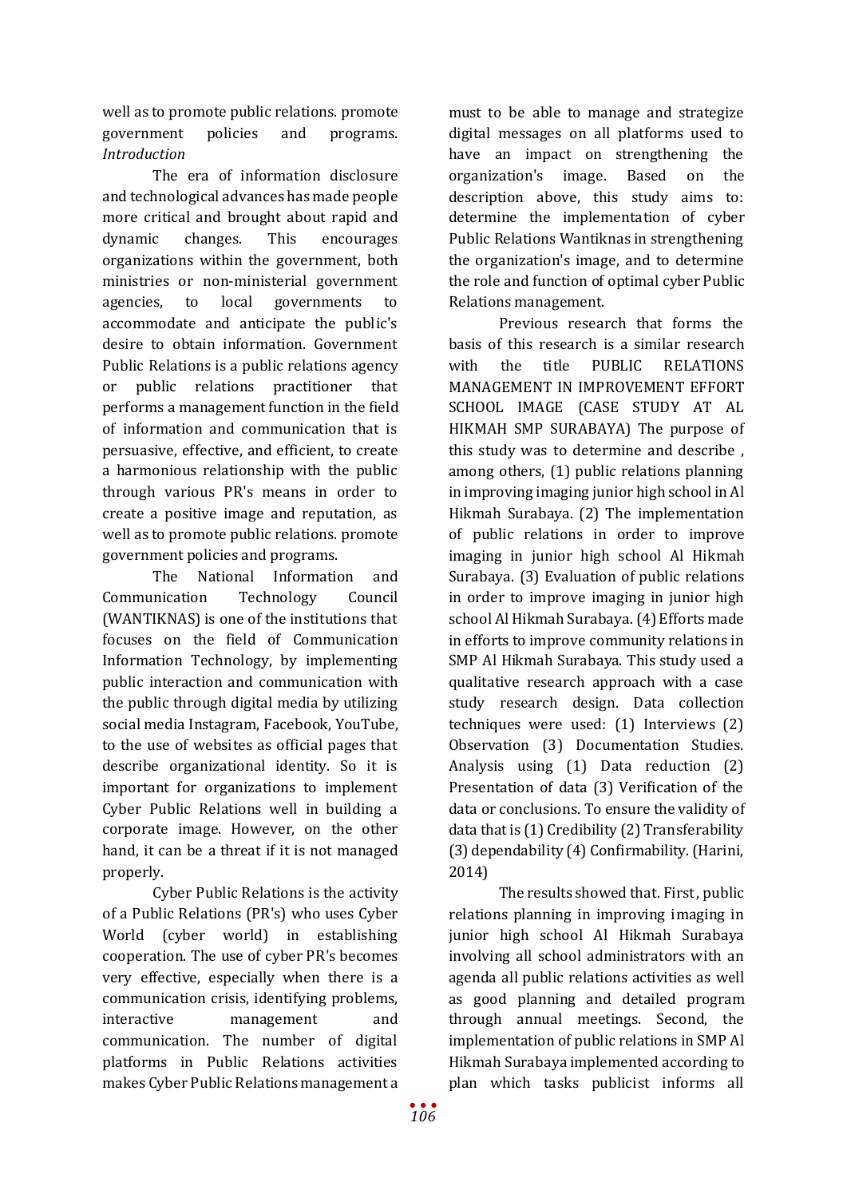well as to promote public relations. promote government policies and programs.

*Introduction*

The era of information disclosure and technological advances has made people more critical and brought about rapid and dynamic changes. This encourages organizations within the government, both ministries or non-ministerial government agencies, to local governments to accommodate and anticipate the public's desire to obtain information. Government Public Relations is a public relations agency or public relations practitioner that performs a management function in the field of information and communication that is persuasive, effective, and efficient, to create a harmonious relationship with the public through various PR's means in order to create a positive image and reputation, as well as to promote public relations. promote government policies and programs.

The National Information and Communication Technology Council (WANTIKNAS) is one of the institutions that focuses on the field of Communication Information Technology, by implementing public interaction and communication with the public through digital media by utilizing social media Instagram, Facebook, YouTube, to the use of websites as official pages that describe organizational identity. So it is important for organizations to implement Cyber Public Relations well in building a corporate image. However, on the other hand, it can be a threat if it is not managed properly.

Cyber Public Relations is the activity of a Public Relations (PR's) who uses Cyber World (cyber world) in establishing cooperation. The use of cyber PR's becomes very effective, especially when there is a communication crisis, identifying problems, interactive management and communication. The number of digital platforms in Public Relations activities makes Cyber Public Relations management a must to be able to manage and strategize digital messages on all platforms used to have an impact on strengthening the organization's image. Based on the description above, this study aims to: determine the implementation of cyber Public Relations Wantiknas in strengthening the organization's image, and to determine the role and function of optimal cyber Public Relations management.

Previous research that forms the basis of this research is a similar research with the title PUBLIC RELATIONS MANAGEMENT IN IMPROVEMENT EFFORT SCHOOL IMAGE (CASE STUDY AT AL HIKMAH SMP SURABAYA) The purpose of this study was to determine and describe , among others, (1) public relations planning in improving imaging junior high school in Al Hikmah Surabaya. (2) The implementation of public relations in order to improve imaging in junior high school Al Hikmah Surabaya. (3) Evaluation of public relations in order to improve imaging in junior high school Al Hikmah Surabaya. (4) Efforts made in efforts to improve community relations in SMP Al Hikmah Surabaya. This study used a qualitative research approach with a case study research design. Data collection techniques were used: (1) Interviews (2) Observation (3) Documentation Studies. Analysis using (1) Data reduction (2) Presentation of data (3) Verification of the data or conclusions. To ensure the validity of data that is (1) Credibility (2) Transferability (3) dependability (4) Confirmability. (Harini, 2014)

The results showed that. First, public relations planning in improving imaging in junior high school Al Hikmah Surabaya involving all school administrators with an agenda all public relations activities as well as good planning and detailed program through annual meetings. Second, the implementation of public relations in SMP Al Hikmah Surabaya implemented according to plan which tasks publicist informs all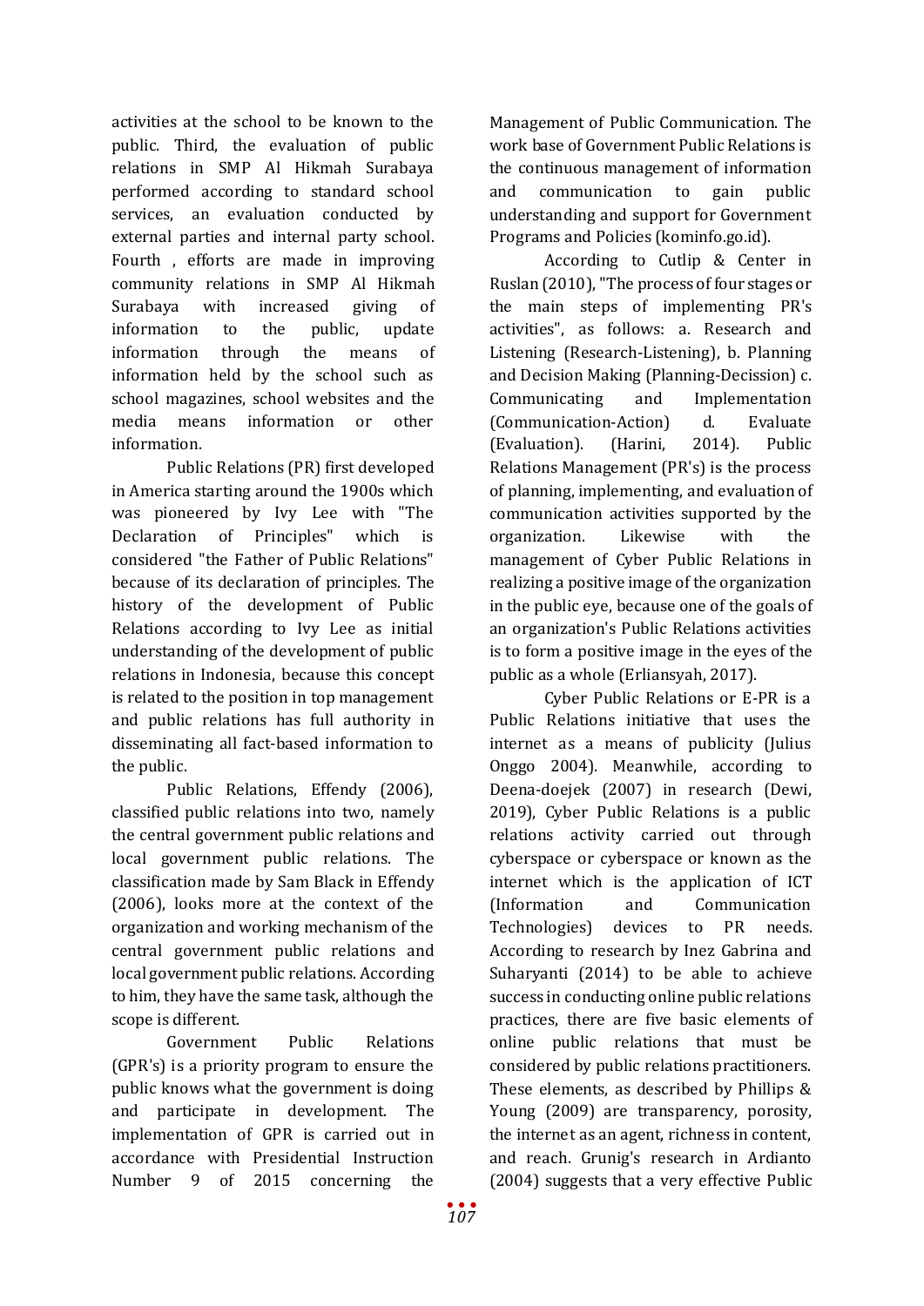activities at the school to be known to the public. Third, the evaluation of public relations in SMP Al Hikmah Surabaya performed according to standard school services, an evaluation conducted by external parties and internal party school. Fourth , efforts are made in improving community relations in SMP Al Hikmah Surabaya with increased giving of information to the public, update information through the means of information held by the school such as school magazines, school websites and the media means information or other information.

Public Relations (PR) first developed in America starting around the 1900s which was pioneered by Ivy Lee with "The Declaration of Principles" which is considered "the Father of Public Relations" because of its declaration of principles. The history of the development of Public Relations according to Ivy Lee as initial understanding of the development of public relations in Indonesia, because this concept is related to the position in top management and public relations has full authority in disseminating all fact-based information to the public.

Public Relations, Effendy (2006), classified public relations into two, namely the central government public relations and local government public relations. The classification made by Sam Black in Effendy (2006), looks more at the context of the organization and working mechanism of the central government public relations and local government public relations. According to him, they have the same task, although the scope is different.

Government Public Relations (GPR's) is a priority program to ensure the public knows what the government is doing and participate in development. The implementation of GPR is carried out in accordance with Presidential Instruction Number 9 of 2015 concerning the Management of Public Communication. The work base of Government Public Relations is the continuous management of information and communication to gain public understanding and support for Government Programs and Policies (kominfo.go.id).

According to Cutlip & Center in Ruslan (2010), "The process of four stages or the main steps of implementing PR's activities", as follows: a. Research and Listening (Research-Listening), b. Planning and Decision Making (Planning-Decission) c. Communicating and Implementation (Communication-Action) d. Evaluate (Evaluation). (Harini, 2014). Public Relations Management (PR's) is the process of planning, implementing, and evaluation of communication activities supported by the organization. Likewise with the management of Cyber Public Relations in realizing a positive image of the organization in the public eye, because one of the goals of an organization's Public Relations activities is to form a positive image in the eyes of the public as a whole (Erliansyah, 2017).

Cyber Public Relations or E-PR is a Public Relations initiative that uses the internet as a means of publicity (Julius Onggo 2004). Meanwhile, according to Deena-doejek (2007) in research (Dewi, 2019), Cyber Public Relations is a public relations activity carried out through cyberspace or cyberspace or known as the internet which is the application of ICT (Information and Communication Technologies) devices to PR needs. According to research by Inez Gabrina and Suharyanti (2014) to be able to achieve success in conducting online public relations practices, there are five basic elements of online public relations that must be considered by public relations practitioners. These elements, as described by Phillips & Young (2009) are transparency, porosity, the internet as an agent, richness in content, and reach. Grunig's research in Ardianto (2004) suggests that a very effective Public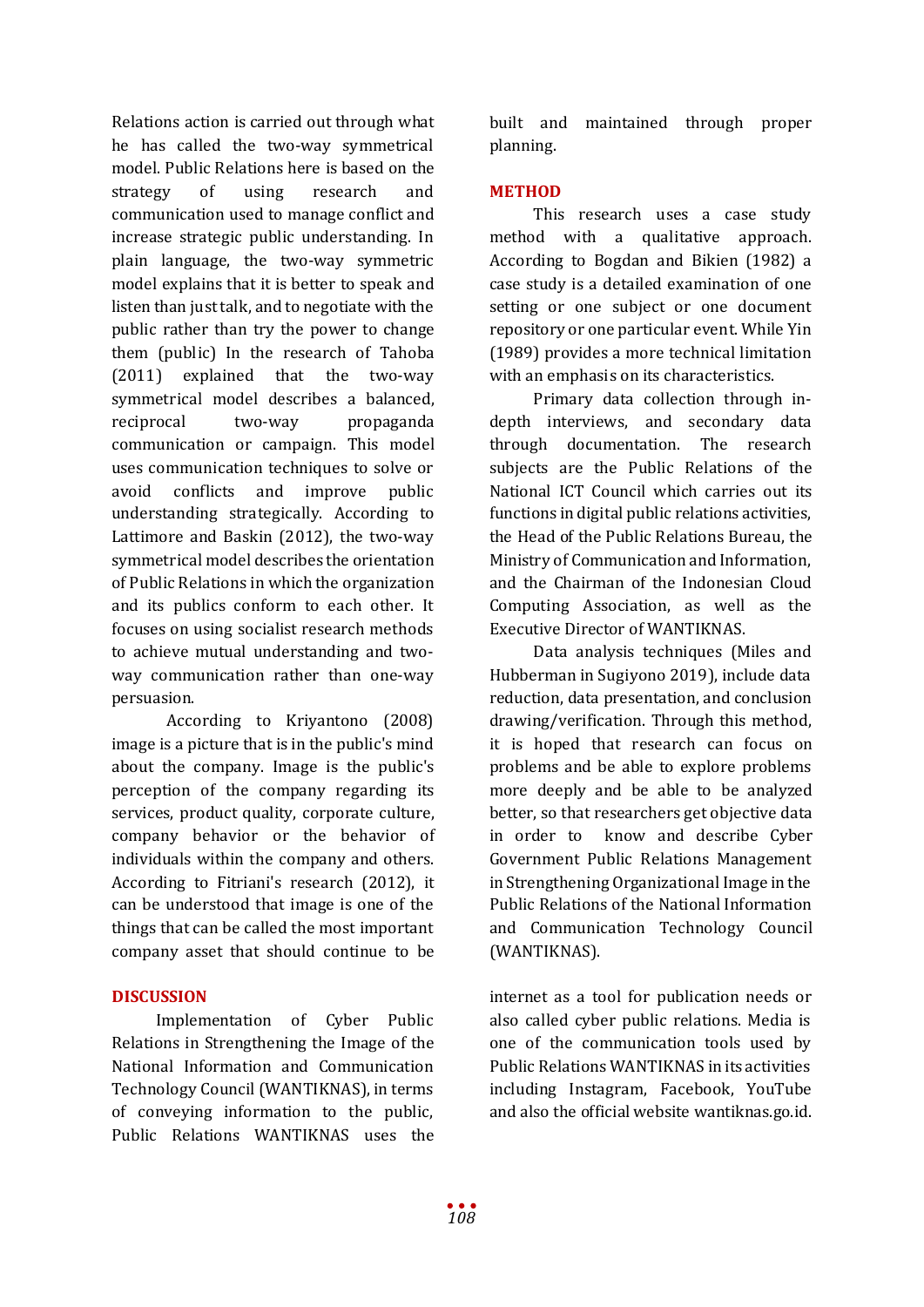Relations action is carried out through what he has called the two-way symmetrical model. Public Relations here is based on the strategy of using research and communication used to manage conflict and increase strategic public understanding. In plain language, the two-way symmetric model explains that it is better to speak and listen than just talk, and to negotiate with the public rather than try the power to change them (public) In the research of Tahoba (2011) explained that the two-way symmetrical model describes a balanced, reciprocal two-way propaganda communication or campaign. This model uses communication techniques to solve or avoid conflicts and improve public understanding strategically. According to Lattimore and Baskin (2012), the two-way symmetrical model describes the orientation of Public Relations in which the organization and its publics conform to each other. It focuses on using socialist research methods to achieve mutual understanding and two-way communication rather than one-way persuasion.

According to Kriyantono (2008) image is a picture that is in the public's mind about the company. Image is the public's perception of the company regarding its services, product quality, corporate culture, company behavior or the behavior of individuals within the company and others. According to Fitriani's research (2012), it can be understood that image is one of the things that can be called the most important company asset that should continue to be built and maintained through proper planning.

## METHOD

This research uses a case study method with a qualitative approach. According to Bogdan and Bikien (1982) a case study is a detailed examination of one setting or one subject or one document repository or one particular event. While Yin (1989) provides a more technical limitation with an emphasis on its characteristics.

Primary data collection through in-depth interviews, and secondary data through documentation. The research subjects are the Public Relations of the National ICT Council which carries out its functions in digital public relations activities, the Head of the Public Relations Bureau, the Ministry of Communication and Information, and the Chairman of the Indonesian Cloud Computing Association, as well as the Executive Director of WANTIKNAS.

Data analysis techniques (Miles and Hubberman in Sugiyono 2019), include data reduction, data presentation, and conclusion drawing/verification. Through this method, it is hoped that research can focus on problems and be able to explore problems more deeply and be able to be analyzed better, so that researchers get objective data in order to know and describe Cyber Government Public Relations Management in Strengthening Organizational Image in the Public Relations of the National Information and Communication Technology Council (WANTIKNAS).

## DISCUSSION

Implementation of Cyber Public Relations in Strengthening the Image of the National Information and Communication Technology Council (WANTIKNAS), in terms of conveying information to the public, Public Relations WANTIKNAS uses the internet as a tool for publication needs or also called cyber public relations. Media is one of the communication tools used by Public Relations WANTIKNAS in its activities including Instagram, Facebook, YouTube and also the official website wantiknas.go.id.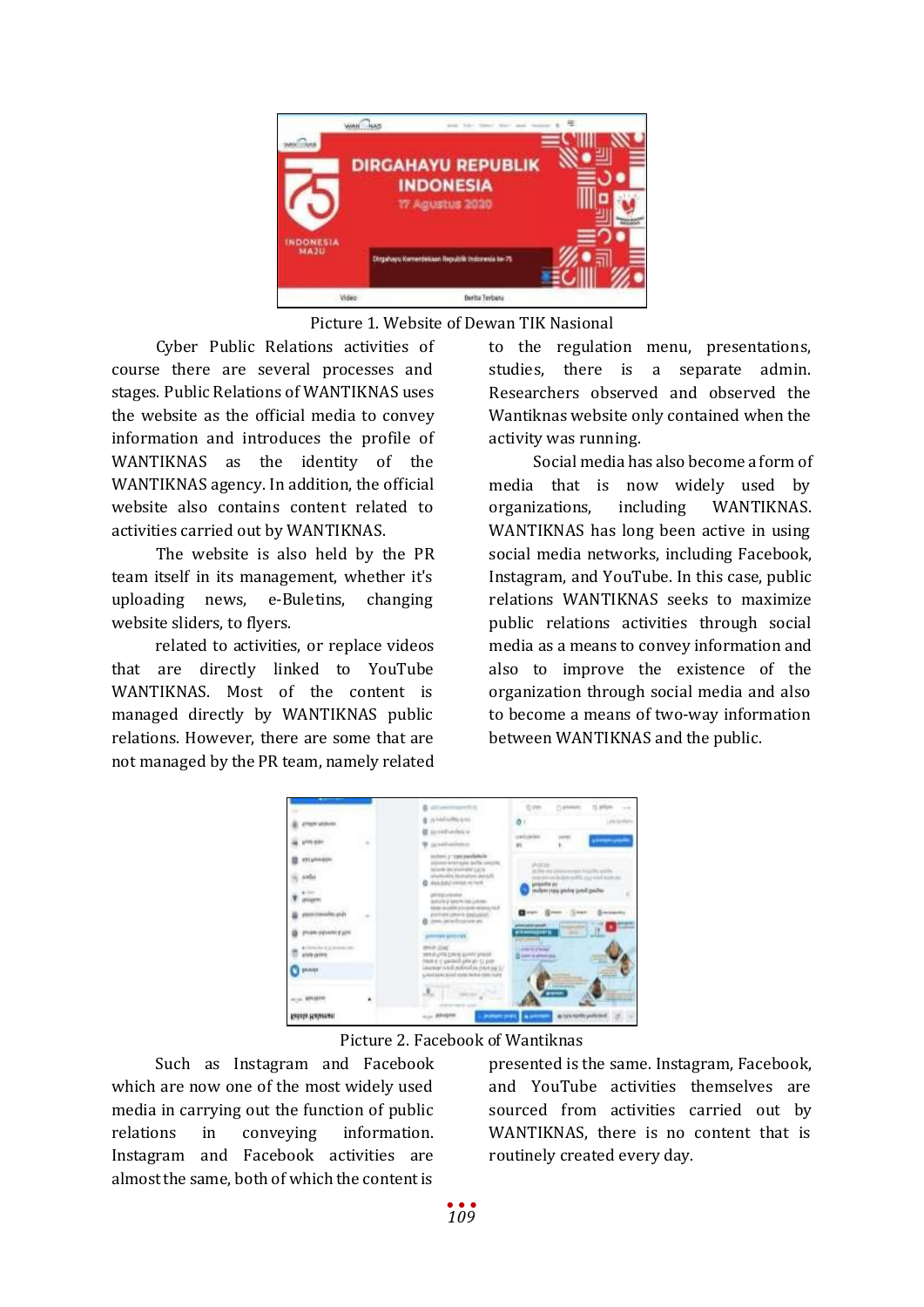Picture 1. Website of Dewan TIK Nasional

Cyber Public Relations activities of course there are several processes and stages. Public Relations of WANTIKNAS uses the website as the official media to convey information and introduces the profile of WANTIKNAS as the identity of the WANTIKNAS agency. In addition, the official website also contains content related to activities carried out by WANTIKNAS.

The website is also held by the PR team itself in its management, whether it's uploading news, e-Buletins, changing website sliders, to flyers.

related to activities, or replace videos that are directly linked to YouTube WANTIKNAS. Most of the content is managed directly by WANTIKNAS public relations. However, there are some that are not managed by the PR team, namely related to the regulation menu, presentations, studies, there is a separate admin. Researchers observed and observed the Wantiknas website only contained when the activity was running.

Social media has also become a form of media that is now widely used by organizations, including WANTIKNAS. WANTIKNAS has long been active in using social media networks, including Facebook, Instagram, and YouTube. In this case, public relations WANTIKNAS seeks to maximize public relations activities through social media as a means to convey information and also to improve the existence of the organization through social media and also to become a means of two-way information between WANTIKNAS and the public.

Picture 2. Facebook of Wantiknas

Such as Instagram and Facebook which are now one of the most widely used media in carrying out the function of public relations in conveying information. Instagram and Facebook activities are almost the same, both of which the content is presented is the same. Instagram, Facebook, and YouTube activities themselves are sourced from activities carried out by WANTIKNAS, there is no content that is routinely created every day.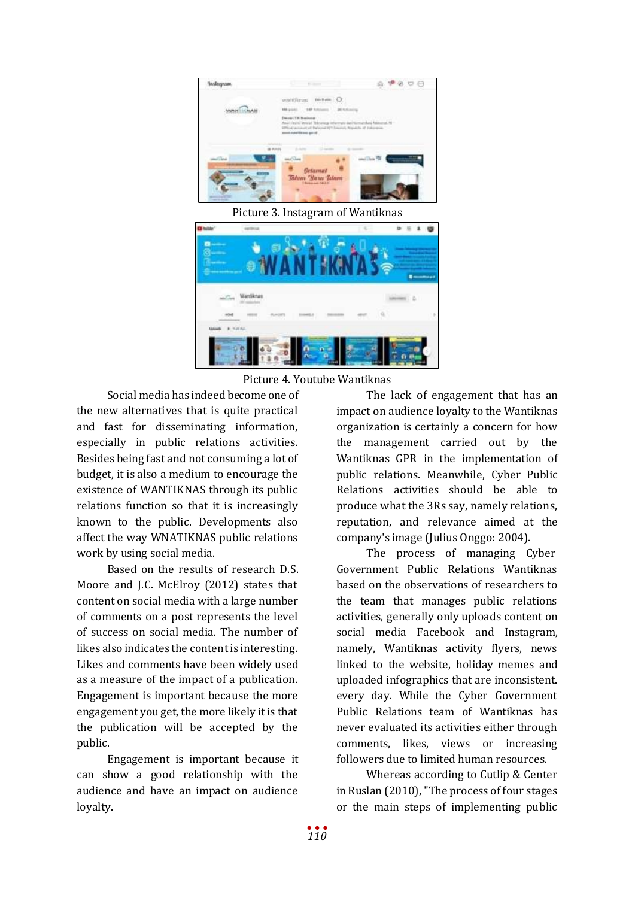Picture 3. Instagram of Wantiknas

Picture 4. Youtube Wantiknas

Social media has indeed become one of the new alternatives that is quite practical and fast for disseminating information, especially in public relations activities. Besides being fast and not consuming a lot of budget, it is also a medium to encourage the existence of WANTIKNAS through its public relations function so that it is increasingly known to the public. Developments also affect the way WNATIKNAS public relations work by using social media.

Based on the results of research D.S. Moore and J.C. McElroy (2012) states that content on social media with a large number of comments on a post represents the level of success on social media. The number of likes also indicates the content is interesting. Likes and comments have been widely used as a measure of the impact of a publication. Engagement is important because the more engagement you get, the more likely it is that the publication will be accepted by the public.

Engagement is important because it can show a good relationship with the audience and have an impact on audience loyalty.

The lack of engagement that has an impact on audience loyalty to the Wantiknas organization is certainly a concern for how the management carried out by the Wantiknas GPR in the implementation of public relations. Meanwhile, Cyber Public Relations activities should be able to produce what the 3Rs say, namely relations, reputation, and relevance aimed at the company's image (Julius Onggo: 2004).

The process of managing Cyber Government Public Relations Wantiknas based on the observations of researchers to the team that manages public relations activities, generally only uploads content on social media Facebook and Instagram, namely, Wantiknas activity flyers, news linked to the website, holiday memes and uploaded infographics that are inconsistent. every day. While the Cyber Government Public Relations team of Wantiknas has never evaluated its activities either through comments, likes, views or increasing followers due to limited human resources.

Whereas according to Cutlip & Center in Ruslan (2010), "The process of four stages or the main steps of implementing public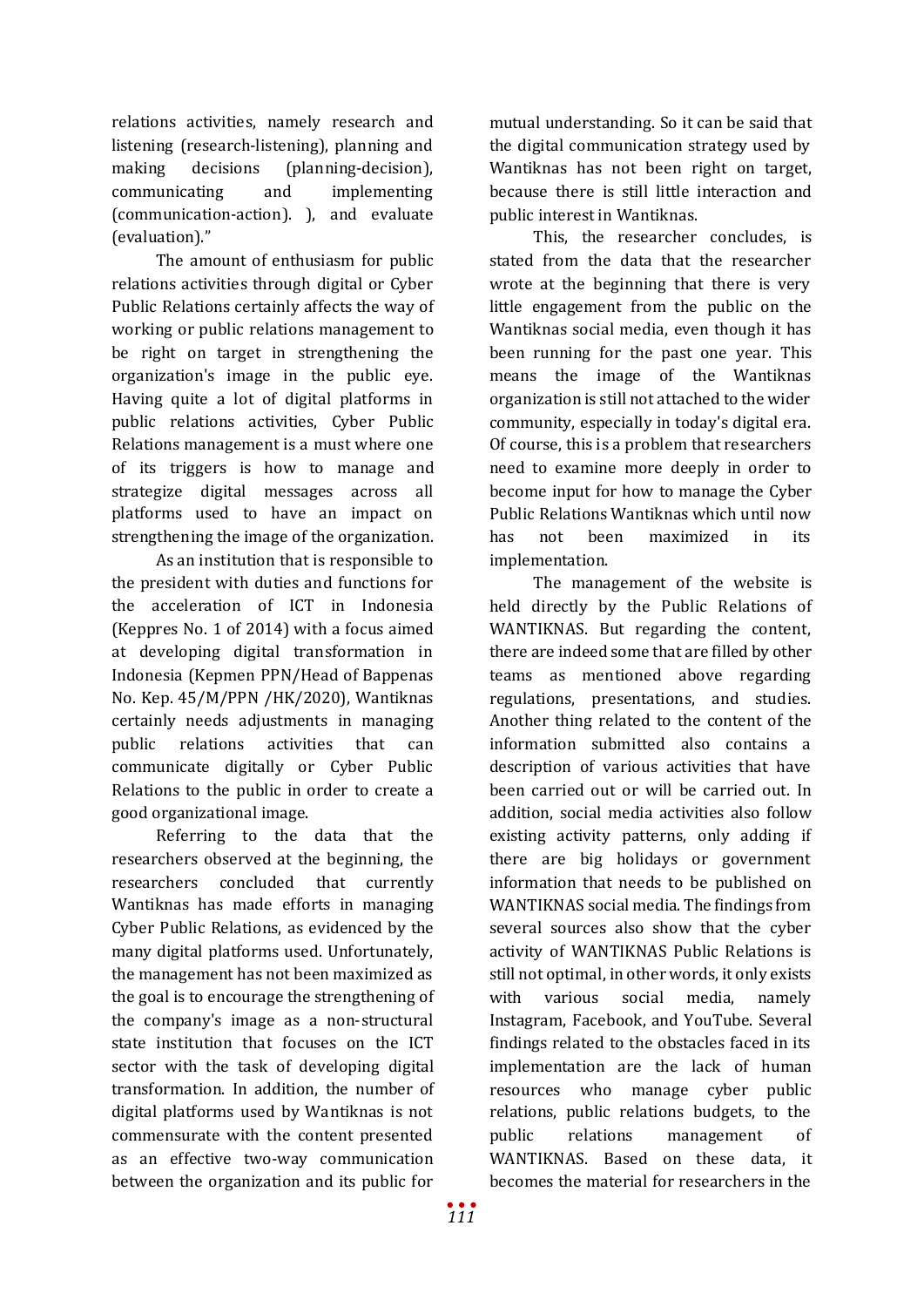relations activities, namely research and listening (research-listening), planning and making decisions (planning-decision), communicating and implementing (communication-action). ), and evaluate (evaluation)."

The amount of enthusiasm for public relations activities through digital or Cyber Public Relations certainly affects the way of working or public relations management to be right on target in strengthening the organization's image in the public eye. Having quite a lot of digital platforms in public relations activities, Cyber Public Relations management is a must where one of its triggers is how to manage and strategize digital messages across all platforms used to have an impact on strengthening the image of the organization.

As an institution that is responsible to the president with duties and functions for the acceleration of ICT in Indonesia (Keppres No. 1 of 2014) with a focus aimed at developing digital transformation in Indonesia (Kepmen PPN/Head of Bappenas No. Kep. 45/M/PPN /HK/2020), Wantiknas certainly needs adjustments in managing public relations activities that can communicate digitally or Cyber Public Relations to the public in order to create a good organizational image.

Referring to the data that the researchers observed at the beginning, the researchers concluded that currently Wantiknas has made efforts in managing Cyber Public Relations, as evidenced by the many digital platforms used. Unfortunately, the management has not been maximized as the goal is to encourage the strengthening of the company's image as a non-structural state institution that focuses on the ICT sector with the task of developing digital transformation. In addition, the number of digital platforms used by Wantiknas is not commensurate with the content presented as an effective two-way communication between the organization and its public for mutual understanding. So it can be said that the digital communication strategy used by Wantiknas has not been right on target, because there is still little interaction and public interest in Wantiknas.

This, the researcher concludes, is stated from the data that the researcher wrote at the beginning that there is very little engagement from the public on the Wantiknas social media, even though it has been running for the past one year. This means the image of the Wantiknas organization is still not attached to the wider community, especially in today's digital era. Of course, this is a problem that researchers need to examine more deeply in order to become input for how to manage the Cyber Public Relations Wantiknas which until now has not been maximized in its implementation.

The management of the website is held directly by the Public Relations of WANTIKNAS. But regarding the content, there are indeed some that are filled by other teams as mentioned above regarding regulations, presentations, and studies. Another thing related to the content of the information submitted also contains a description of various activities that have been carried out or will be carried out. In addition, social media activities also follow existing activity patterns, only adding if there are big holidays or government information that needs to be published on WANTIKNAS social media. The findings from several sources also show that the cyber activity of WANTIKNAS Public Relations is still not optimal, in other words, it only exists with various social media, namely Instagram, Facebook, and YouTube. Several findings related to the obstacles faced in its implementation are the lack of human resources who manage cyber public relations, public relations budgets, to the public relations management of WANTIKNAS. Based on these data, it becomes the material for researchers in the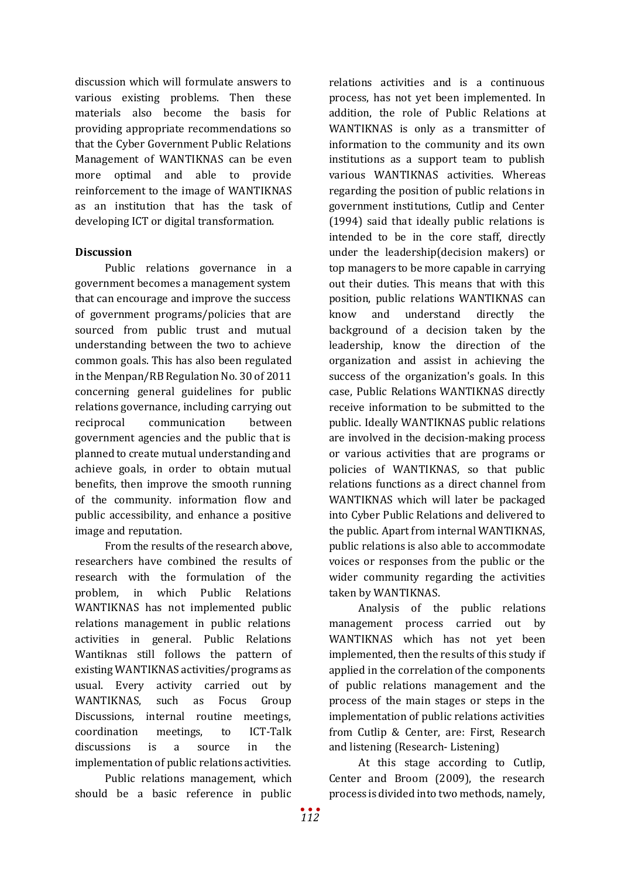discussion which will formulate answers to various existing problems. Then these materials also become the basis for providing appropriate recommendations so that the Cyber Government Public Relations Management of WANTIKNAS can be even more optimal and able to provide reinforcement to the image of WANTIKNAS as an institution that has the task of developing ICT or digital transformation.

## Discussion

Public relations governance in a government becomes a management system that can encourage and improve the success of government programs/policies that are sourced from public trust and mutual understanding between the two to achieve common goals. This has also been regulated in the Menpan/RB Regulation No. 30 of 2011 concerning general guidelines for public relations governance, including carrying out reciprocal communication between government agencies and the public that is planned to create mutual understanding and achieve goals, in order to obtain mutual benefits, then improve the smooth running of the community. information flow and public accessibility, and enhance a positive image and reputation.

From the results of the research above, researchers have combined the results of research with the formulation of the problem, in which Public Relations WANTIKNAS has not implemented public relations management in public relations activities in general. Public Relations Wantiknas still follows the pattern of existing WANTIKNAS activities/programs as usual. Every activity carried out by WANTIKNAS, such as Focus Group Discussions, internal routine meetings, coordination meetings, to ICT-Talk discussions is a source in the implementation of public relations activities.

Public relations management, which should be a basic reference in public relations activities and is a continuous process, has not yet been implemented. In addition, the role of Public Relations at WANTIKNAS is only as a transmitter of information to the community and its own institutions as a support team to publish various WANTIKNAS activities. Whereas regarding the position of public relations in government institutions, Cutlip and Center (1994) said that ideally public relations is intended to be in the core staff, directly under the leadership(decision makers) or top managers to be more capable in carrying out their duties. This means that with this position, public relations WANTIKNAS can know and understand directly the background of a decision taken by the leadership, know the direction of the organization and assist in achieving the success of the organization's goals. In this case, Public Relations WANTIKNAS directly receive information to be submitted to the public. Ideally WANTIKNAS public relations are involved in the decision-making process or various activities that are programs or policies of WANTIKNAS, so that public relations functions as a direct channel from WANTIKNAS which will later be packaged into Cyber Public Relations and delivered to the public. Apart from internal WANTIKNAS, public relations is also able to accommodate voices or responses from the public or the wider community regarding the activities taken by WANTIKNAS.

Analysis of the public relations management process carried out by WANTIKNAS which has not yet been implemented, then the results of this study if applied in the correlation of the components of public relations management and the process of the main stages or steps in the implementation of public relations activities from Cutlip & Center, are: First, Research and listening (Research- Listening)

At this stage according to Cutlip, Center and Broom (2009), the research process is divided into two methods, namely,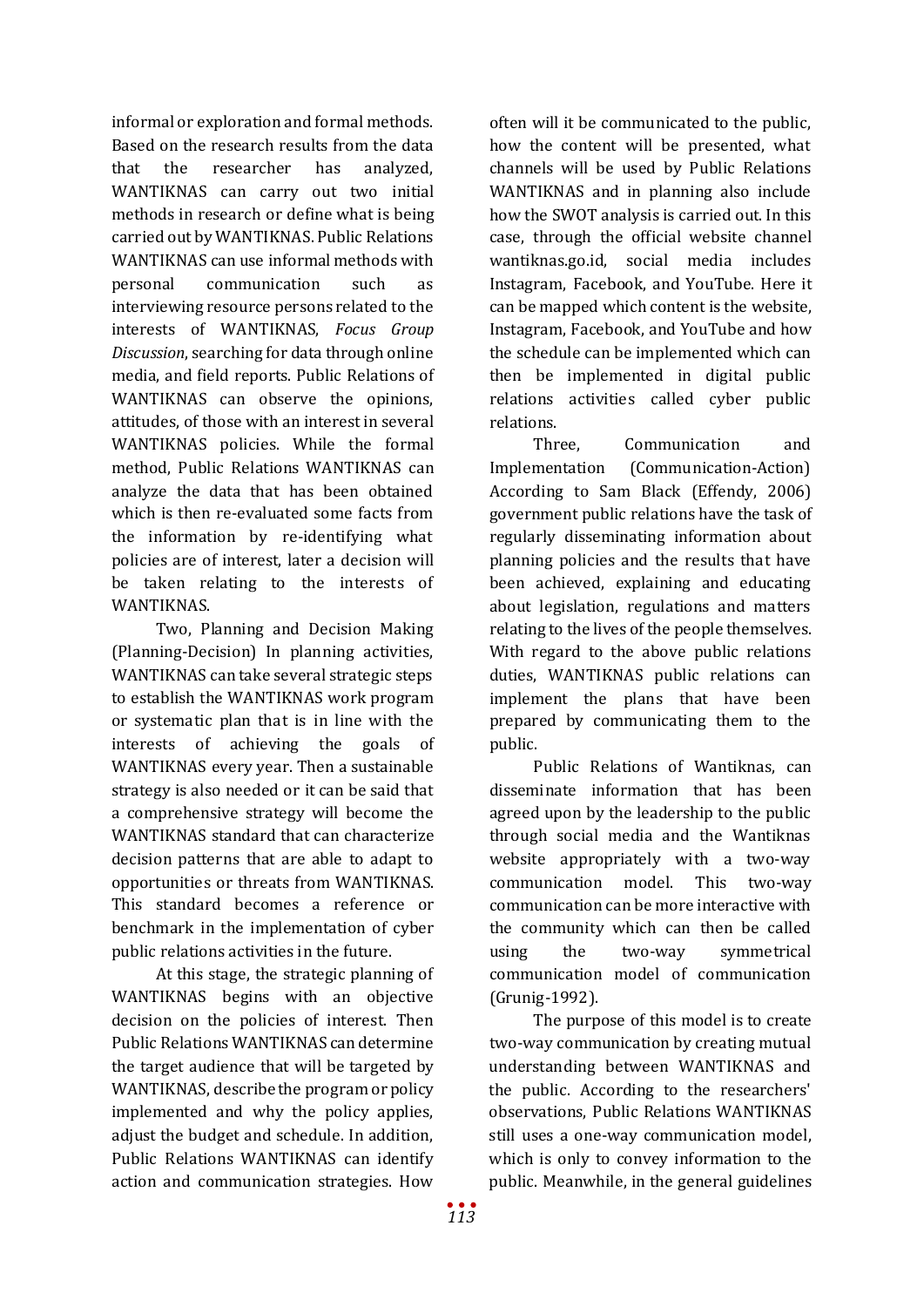informal or exploration and formal methods. Based on the research results from the data that the researcher has analyzed, WANTIKNAS can carry out two initial methods in research or define what is being carried out by WANTIKNAS. Public Relations WANTIKNAS can use informal methods with personal communication such as interviewing resource persons related to the interests of WANTIKNAS, *Focus Group Discussion*, searching for data through online media, and field reports. Public Relations of WANTIKNAS can observe the opinions, attitudes, of those with an interest in several WANTIKNAS policies. While the formal method, Public Relations WANTIKNAS can analyze the data that has been obtained which is then re-evaluated some facts from the information by re-identifying what policies are of interest, later a decision will be taken relating to the interests of WANTIKNAS.

Two, Planning and Decision Making (Planning-Decision) In planning activities, WANTIKNAS can take several strategic steps to establish the WANTIKNAS work program or systematic plan that is in line with the interests of achieving the goals of WANTIKNAS every year. Then a sustainable strategy is also needed or it can be said that a comprehensive strategy will become the WANTIKNAS standard that can characterize decision patterns that are able to adapt to opportunities or threats from WANTIKNAS. This standard becomes a reference or benchmark in the implementation of cyber public relations activities in the future.

At this stage, the strategic planning of WANTIKNAS begins with an objective decision on the policies of interest. Then Public Relations WANTIKNAS can determine the target audience that will be targeted by WANTIKNAS, describe the program or policy implemented and why the policy applies, adjust the budget and schedule. In addition, Public Relations WANTIKNAS can identify action and communication strategies. How often will it be communicated to the public, how the content will be presented, what channels will be used by Public Relations WANTIKNAS and in planning also include how the SWOT analysis is carried out. In this case, through the official website channel wantiknas.go.id, social media includes Instagram, Facebook, and YouTube. Here it can be mapped which content is the website, Instagram, Facebook, and YouTube and how the schedule can be implemented which can then be implemented in digital public relations activities called cyber public relations.

Three, Communication and Implementation (Communication-Action) According to Sam Black (Effendy, 2006) government public relations have the task of regularly disseminating information about planning policies and the results that have been achieved, explaining and educating about legislation, regulations and matters relating to the lives of the people themselves. With regard to the above public relations duties, WANTIKNAS public relations can implement the plans that have been prepared by communicating them to the public.

Public Relations of Wantiknas, can disseminate information that has been agreed upon by the leadership to the public through social media and the Wantiknas website appropriately with a two-way communication model. This two-way communication can be more interactive with the community which can then be called using the two-way symmetrical communication model of communication (Grunig-1992).

The purpose of this model is to create two-way communication by creating mutual understanding between WANTIKNAS and the public. According to the researchers' observations, Public Relations WANTIKNAS still uses a one-way communication model, which is only to convey information to the public. Meanwhile, in the general guidelines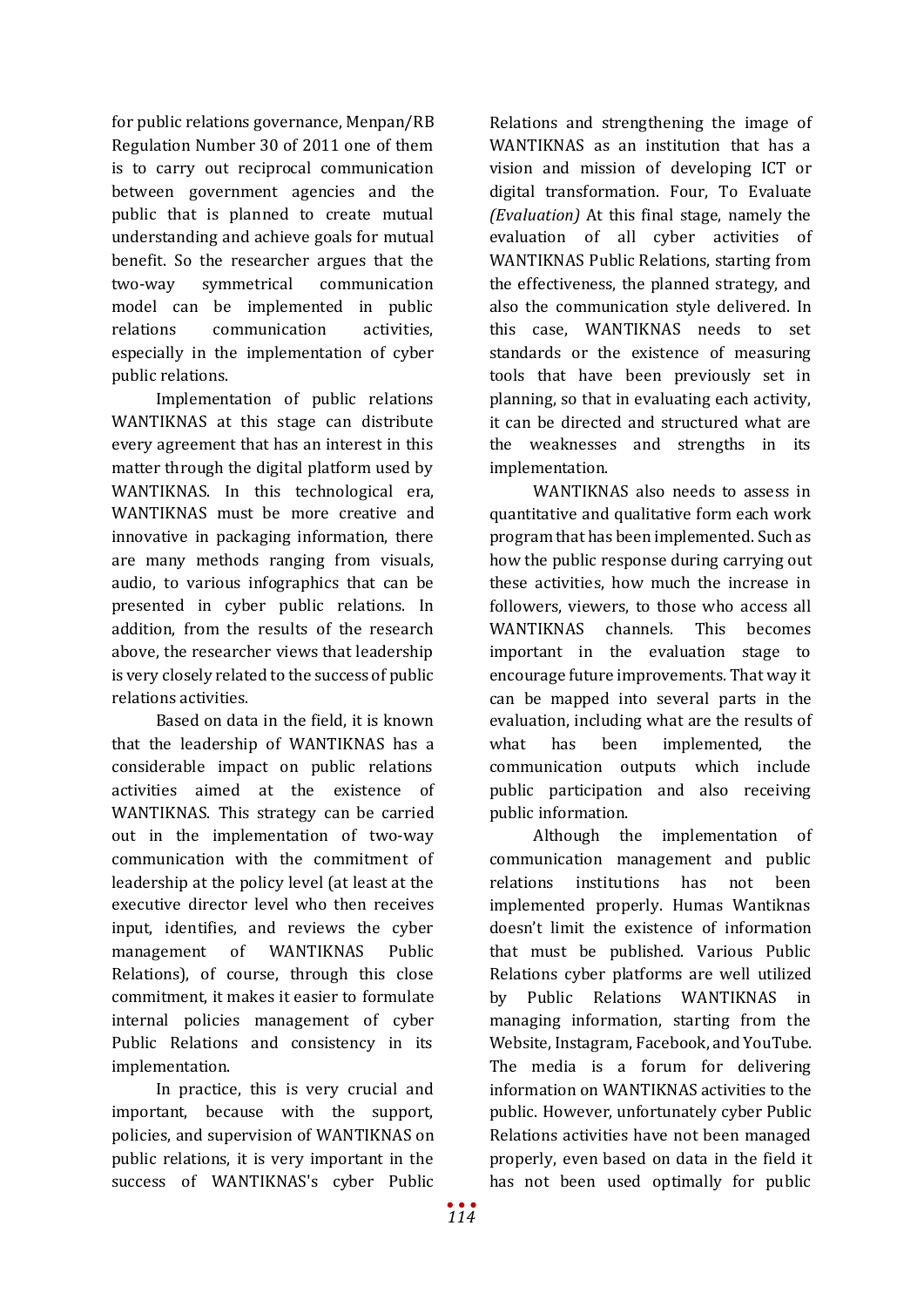for public relations governance, Menpan/RB Regulation Number 30 of 2011 one of them is to carry out reciprocal communication between government agencies and the public that is planned to create mutual understanding and achieve goals for mutual benefit. So the researcher argues that the two-way symmetrical communication model can be implemented in public relations communication activities, especially in the implementation of cyber public relations.

Implementation of public relations WANTIKNAS at this stage can distribute every agreement that has an interest in this matter through the digital platform used by WANTIKNAS. In this technological era, WANTIKNAS must be more creative and innovative in packaging information, there are many methods ranging from visuals, audio, to various infographics that can be presented in cyber public relations. In addition, from the results of the research above, the researcher views that leadership is very closely related to the success of public relations activities.

Based on data in the field, it is known that the leadership of WANTIKNAS has a considerable impact on public relations activities aimed at the existence of WANTIKNAS. This strategy can be carried out in the implementation of two-way communication with the commitment of leadership at the policy level (at least at the executive director level who then receives input, identifies, and reviews the cyber management of WANTIKNAS Public Relations), of course, through this close commitment, it makes it easier to formulate internal policies management of cyber Public Relations and consistency in its implementation.

In practice, this is very crucial and important, because with the support, policies, and supervision of WANTIKNAS on public relations, it is very important in the success of WANTIKNAS's cyber Public Relations and strengthening the image of WANTIKNAS as an institution that has a vision and mission of developing ICT or digital transformation. Four, To Evaluate *(Evaluation)* At this final stage, namely the evaluation of all cyber activities of WANTIKNAS Public Relations, starting from the effectiveness, the planned strategy, and also the communication style delivered. In this case, WANTIKNAS needs to set standards or the existence of measuring tools that have been previously set in planning, so that in evaluating each activity, it can be directed and structured what are the weaknesses and strengths in its implementation.

WANTIKNAS also needs to assess in quantitative and qualitative form each work program that has been implemented. Such as how the public response during carrying out these activities, how much the increase in followers, viewers, to those who access all WANTIKNAS channels. This becomes important in the evaluation stage to encourage future improvements. That way it can be mapped into several parts in the evaluation, including what are the results of what has been implemented, the communication outputs which include public participation and also receiving public information.

Although the implementation of communication management and public relations institutions has not been implemented properly. Humas Wantiknas doesn't limit the existence of information that must be published. Various Public Relations cyber platforms are well utilized by Public Relations WANTIKNAS in managing information, starting from the Website, Instagram, Facebook, and YouTube. The media is a forum for delivering information on WANTIKNAS activities to the public. However, unfortunately cyber Public Relations activities have not been managed properly, even based on data in the field it has not been used optimally for public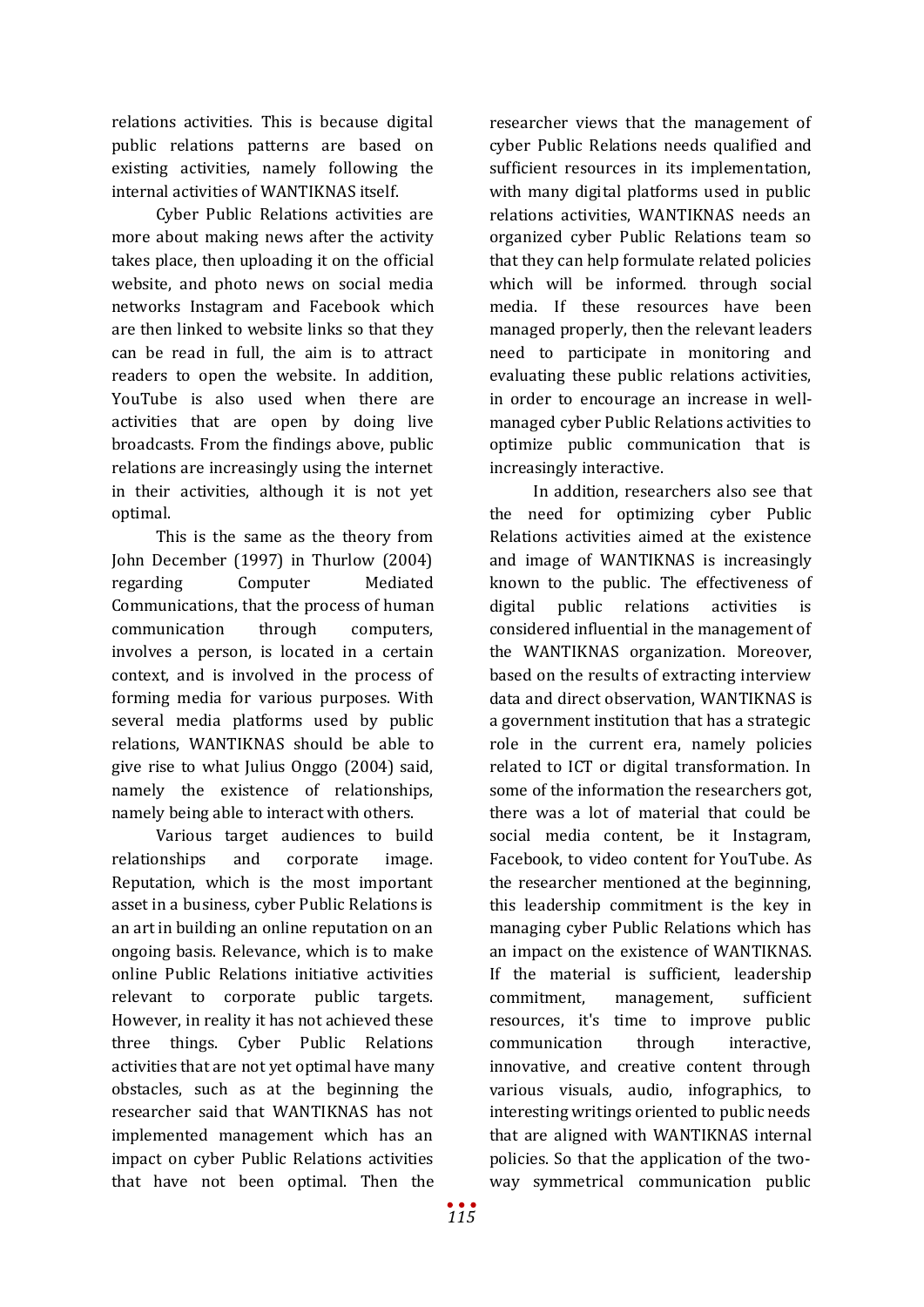relations activities. This is because digital public relations patterns are based on existing activities, namely following the internal activities of WANTIKNAS itself.

Cyber Public Relations activities are more about making news after the activity takes place, then uploading it on the official website, and photo news on social media networks Instagram and Facebook which are then linked to website links so that they can be read in full, the aim is to attract readers to open the website. In addition, YouTube is also used when there are activities that are open by doing live broadcasts. From the findings above, public relations are increasingly using the internet in their activities, although it is not yet optimal.

This is the same as the theory from John December (1997) in Thurlow (2004) regarding Computer Mediated Communications, that the process of human communication through computers, involves a person, is located in a certain context, and is involved in the process of forming media for various purposes. With several media platforms used by public relations, WANTIKNAS should be able to give rise to what Julius Onggo (2004) said, namely the existence of relationships, namely being able to interact with others.

Various target audiences to build relationships and corporate image. Reputation, which is the most important asset in a business, cyber Public Relations is an art in building an online reputation on an ongoing basis. Relevance, which is to make online Public Relations initiative activities relevant to corporate public targets. However, in reality it has not achieved these three things. Cyber Public Relations activities that are not yet optimal have many obstacles, such as at the beginning the researcher said that WANTIKNAS has not implemented management which has an impact on cyber Public Relations activities that have not been optimal. Then the researcher views that the management of cyber Public Relations needs qualified and sufficient resources in its implementation, with many digital platforms used in public relations activities, WANTIKNAS needs an organized cyber Public Relations team so that they can help formulate related policies which will be informed. through social media. If these resources have been managed properly, then the relevant leaders need to participate in monitoring and evaluating these public relations activities, in order to encourage an increase in well-managed cyber Public Relations activities to optimize public communication that is increasingly interactive.

In addition, researchers also see that the need for optimizing cyber Public Relations activities aimed at the existence and image of WANTIKNAS is increasingly known to the public. The effectiveness of digital public relations activities is considered influential in the management of the WANTIKNAS organization. Moreover, based on the results of extracting interview data and direct observation, WANTIKNAS is a government institution that has a strategic role in the current era, namely policies related to ICT or digital transformation. In some of the information the researchers got, there was a lot of material that could be social media content, be it Instagram, Facebook, to video content for YouTube. As the researcher mentioned at the beginning, this leadership commitment is the key in managing cyber Public Relations which has an impact on the existence of WANTIKNAS. If the material is sufficient, leadership commitment, management, sufficient resources, it's time to improve public communication through interactive, innovative, and creative content through various visuals, audio, infographics, to interesting writings oriented to public needs that are aligned with WANTIKNAS internal policies. So that the application of the two-way symmetrical communication public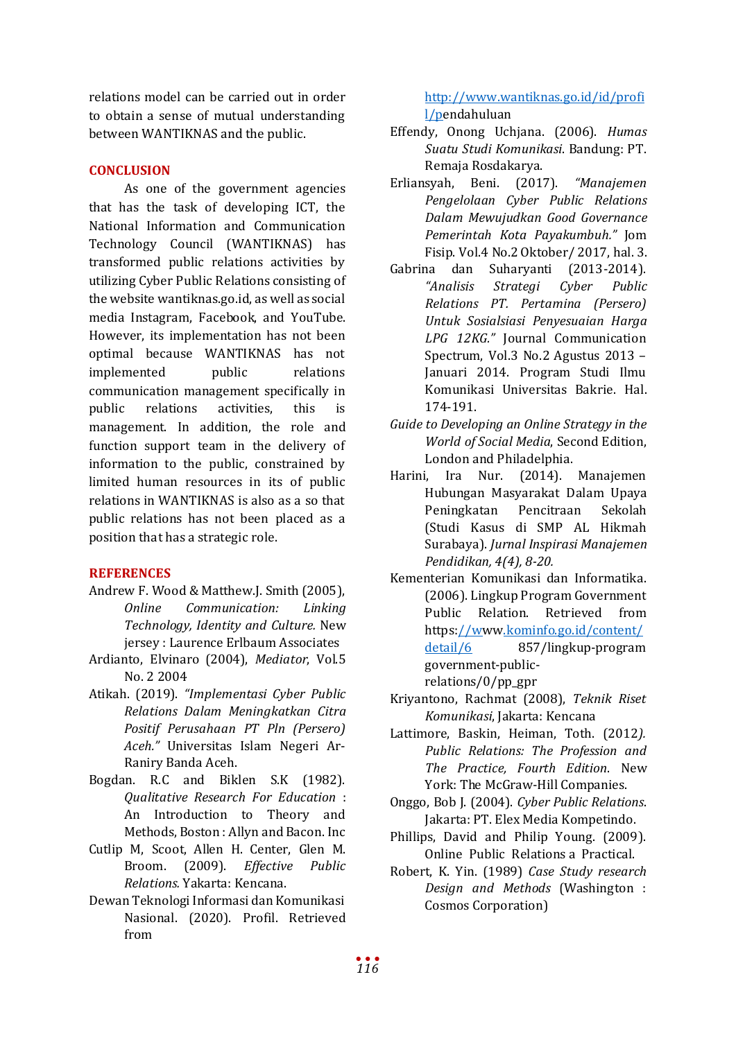relations model can be carried out in order to obtain a sense of mutual understanding between WANTIKNAS and the public.

## CONCLUSION

As one of the government agencies that has the task of developing ICT, the National Information and Communication Technology Council (WANTIKNAS) has transformed public relations activities by utilizing Cyber Public Relations consisting of the website wantiknas.go.id, as well as social media Instagram, Facebook, and YouTube. However, its implementation has not been optimal because WANTIKNAS has not implemented public relations communication management specifically in public relations activities, this is management. In addition, the role and function support team in the delivery of information to the public, constrained by limited human resources in its of public relations in WANTIKNAS is also as a so that public relations has not been placed as a position that has a strategic role.

## REFERENCES

Andrew F. Wood & Matthew.J. Smith (2005), *Online Communication: Linking Technology, Identity and Culture.* New jersey : Laurence Erlbaum Associates

Ardianto, Elvinaro (2004), *Mediator*, Vol.5 No. 2 2004

Atikah. (2019). *"Implementasi Cyber Public Relations Dalam Meningkatkan Citra Positif Perusahaan PT Pln (Persero) Aceh."* Universitas Islam Negeri Ar-Raniry Banda Aceh.

Bogdan. R.C and Biklen S.K (1982). *Qualitative Research For Education* : An Introduction to Theory and Methods, Boston : Allyn and Bacon. Inc

Cutlip M, Scoot, Allen H. Center, Glen M. Broom. (2009). *Effective Public Relations.* Yakarta: Kencana.

Dewan Teknologi Informasi dan Komunikasi Nasional. (2020). Profil. Retrieved from http://www.wantiknas.go.id/id/profil/pendahuluan

Effendy, Onong Uchjana. (2006). *Humas Suatu Studi Komunikasi*. Bandung: PT. Remaja Rosdakarya.

Erliansyah, Beni. (2017). *"Manajemen Pengelolaan Cyber Public Relations Dalam Mewujudkan Good Governance Pemerintah Kota Payakumbuh."* Jom Fisip. Vol.4 No.2 Oktober/ 2017, hal. 3.

Gabrina dan Suharyanti (2013-2014). *"Analisis Strategi Cyber Public Relations PT. Pertamina (Persero) Untuk Sosialsiasi Penyesuaian Harga LPG 12KG."* Journal Communication Spectrum, Vol.3 No.2 Agustus 2013 – Januari 2014. Program Studi Ilmu Komunikasi Universitas Bakrie. Hal. 174-191.

*Guide to Developing an Online Strategy in the World of Social Media*, Second Edition, London and Philadelphia.

Harini, Ira Nur. (2014). Manajemen Hubungan Masyarakat Dalam Upaya Peningkatan Pencitraan Sekolah (Studi Kasus di SMP AL Hikmah Surabaya). *Jurnal Inspirasi Manajemen Pendidikan, 4(4), 8-20.*

Kementerian Komunikasi dan Informatika. (2006). Lingkup Program Government Public Relation. Retrieved from https://www.kominfo.go.id/content/detail/6 857/lingkup-program government-public-relations/0/pp_gpr

Kriyantono, Rachmat (2008), *Teknik Riset Komunikasi*, Jakarta: Kencana

Lattimore, Baskin, Heiman, Toth. (2012). *Public Relations: The Profession and The Practice, Fourth Edition*. New York: The McGraw-Hill Companies.

Onggo, Bob J. (2004). *Cyber Public Relations*. Jakarta: PT. Elex Media Kompetindo.

Phillips, David and Philip Young. (2009). Online Public Relations a Practical.

Robert, K. Yin. (1989) *Case Study research Design and Methods* (Washington : Cosmos Corporation)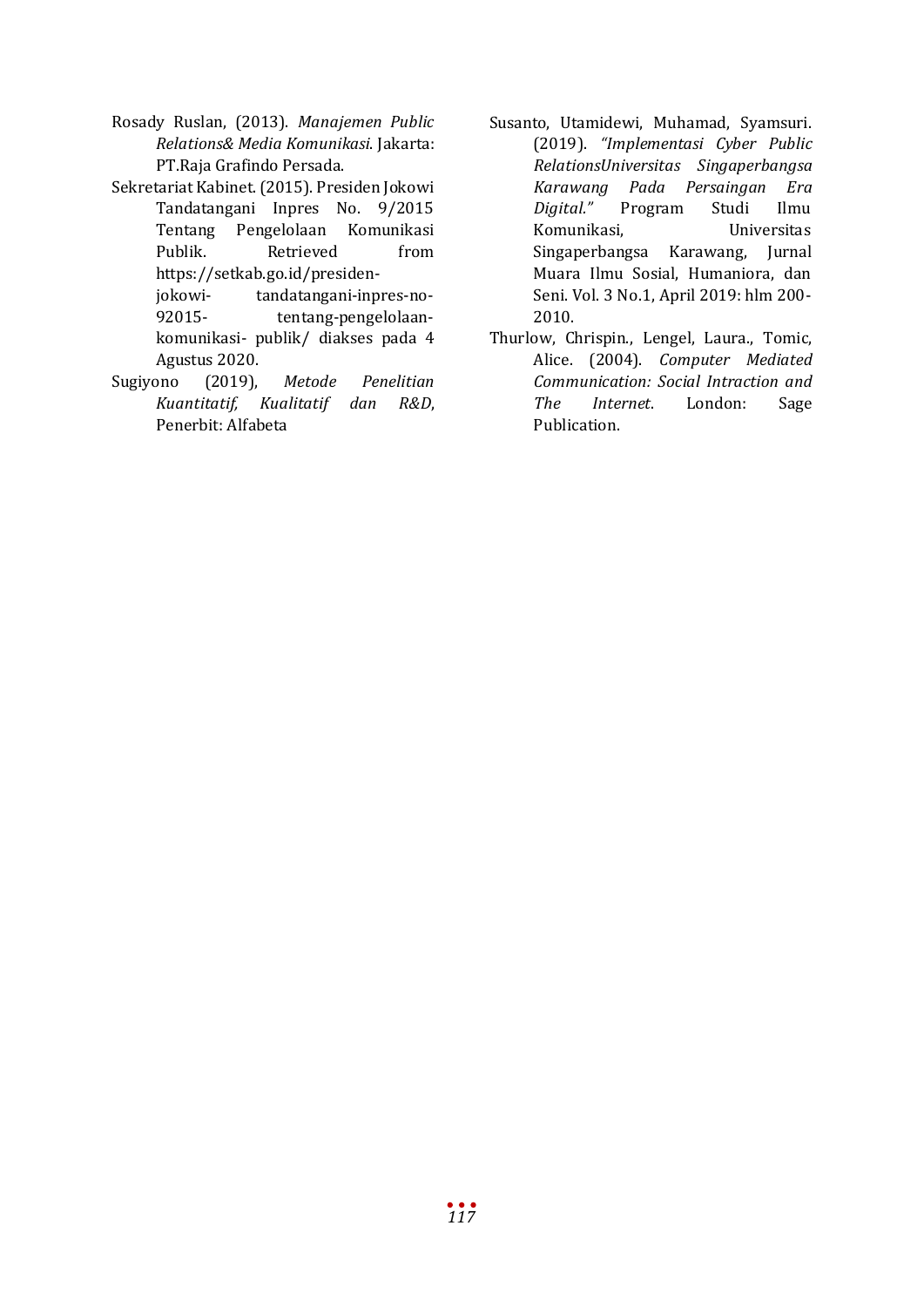Rosady Ruslan, (2013). *Manajemen Public Relations& Media Komunikasi*. Jakarta: PT.Raja Grafindo Persada.

Sekretariat Kabinet. (2015). Presiden Jokowi Tandatangani Inpres No. 9/2015 Tentang Pengelolaan Komunikasi Publik. Retrieved from https://setkab.go.id/presiden-jokowi- tandatangani-inpres-no-92015- tentang-pengelolaan-komunikasi- publik/ diakses pada 4 Agustus 2020.

Sugiyono (2019), *Metode Penelitian Kuantitatif, Kualitatif dan R&D*, Penerbit: Alfabeta

Susanto, Utamidewi, Muhamad, Syamsuri. (2019). *"Implementasi Cyber Public RelationsUniversitas Singaperbangsa Karawang Pada Persaingan Era Digital."* Program Studi Ilmu Komunikasi, Universitas Singaperbangsa Karawang, Jurnal Muara Ilmu Sosial, Humaniora, dan Seni. Vol. 3 No.1, April 2019: hlm 200-2010.

Thurlow, Chrispin., Lengel, Laura., Tomic, Alice. (2004). *Computer Mediated Communication: Social Intraction and The Internet*. London: Sage Publication.